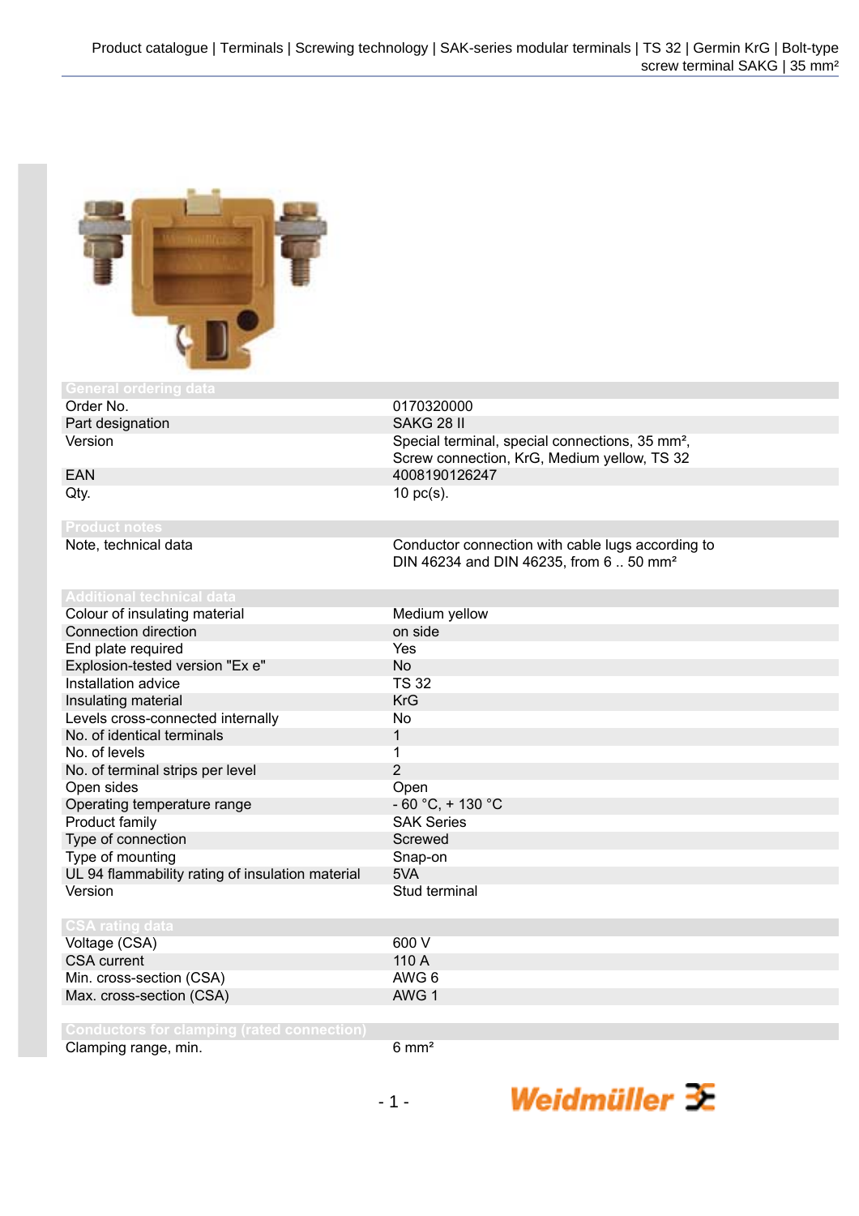## General ordering data

| | |
|---|---|
| Order No. | 0170320000 |
| Part designation | SAKG 28 II |
| Version | Special terminal, special connections, 35 mm², Screw connection, KrG, Medium yellow, TS 32 |
| EAN | 4008190126247 |
| Qty. | 10 pc(s). |

## Product notes

| | |
|---|---|
| Note, technical data | Conductor connection with cable lugs according to DIN 46234 and DIN 46235, from 6 .. 50 mm² |

## Additional technical data

| | |
|---|---|
| Colour of insulating material | Medium yellow |
| Connection direction | on side |
| End plate required | Yes |
| Explosion-tested version "Ex e" | No |
| Installation advice | TS 32 |
| Insulating material | KrG |
| Levels cross-connected internally | No |
| No. of identical terminals | 1 |
| No. of levels | 1 |
| No. of terminal strips per level | 2 |
| Open sides | Open |
| Operating temperature range | - 60 °C, + 130 °C |
| Product family | SAK Series |
| Type of connection | Screwed |
| Type of mounting | Snap-on |
| UL 94 flammability rating of insulation material | 5VA |
| Version | Stud terminal |

## CSA rating data

| | |
|---|---|
| Voltage (CSA) | 600 V |
| CSA current | 110 A |
| Min. cross-section (CSA) | AWG 6 |
| Max. cross-section (CSA) | AWG 1 |

## Conductors for clamping (rated connection)

| | |
|---|---|
| Clamping range, min. | 6 mm² |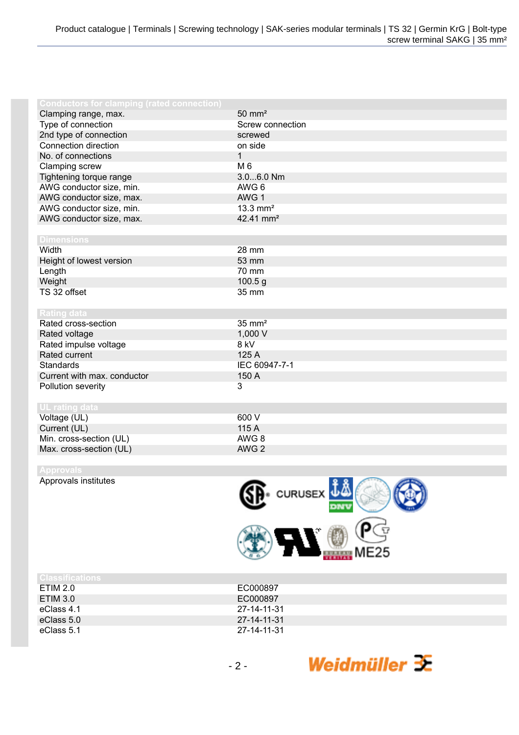| Conductors for clamping (rated connection) | |
| --- | --- |
| Clamping range, max. | 50 mm² |
| Type of connection | Screw connection |
| 2nd type of connection | screwed |
| Connection direction | on side |
| No. of connections | 1 |
| Clamping screw | M 6 |
| Tightening torque range | 3.0...6.0 Nm |
| AWG conductor size, min. | AWG 6 |
| AWG conductor size, max. | AWG 1 |
| AWG conductor size, min. | 13.3 mm² |
| AWG conductor size, max. | 42.41 mm² |

| Dimensions | |
| --- | --- |
| Width | 28 mm |
| Height of lowest version | 53 mm |
| Length | 70 mm |
| Weight | 100.5 g |
| TS 32 offset | 35 mm |

| Rating data | |
| --- | --- |
| Rated cross-section | 35 mm² |
| Rated voltage | 1,000 V |
| Rated impulse voltage | 8 kV |
| Rated current | 125 A |
| Standards | IEC 60947-7-1 |
| Current with max. conductor | 150 A |
| Pollution severity | 3 |

| UL rating data | |
| --- | --- |
| Voltage (UL) | 600 V |
| Current (UL) | 115 A |
| Min. cross-section (UL) | AWG 8 |
| Max. cross-section (UL) | AWG 2 |

| Approvals | |
| --- | --- |
| Approvals institutes | CURUSEX, DNV, ME25 |

| Classifications | |
| --- | --- |
| ETIM 2.0 | EC000897 |
| ETIM 3.0 | EC000897 |
| eClass 4.1 | 27-14-11-31 |
| eClass 5.0 | 27-14-11-31 |
| eClass 5.1 | 27-14-11-31 |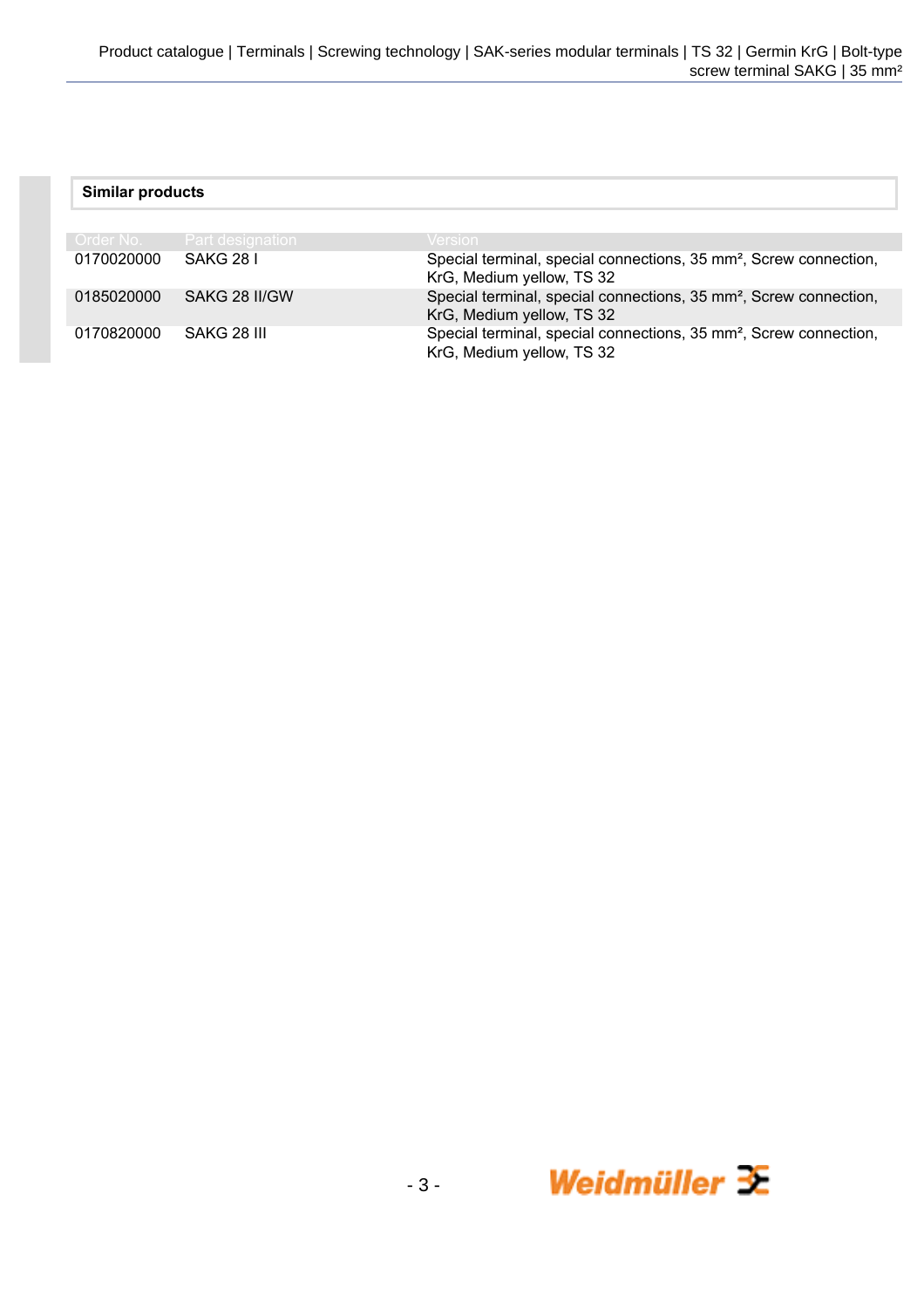## Similar products

| Order No. | Part designation | Version |
|---|---|---|
| 0170020000 | SAKG 28 I | Special terminal, special connections, 35 mm², Screw connection, KrG, Medium yellow, TS 32 |
| 0185020000 | SAKG 28 II/GW | Special terminal, special connections, 35 mm², Screw connection, KrG, Medium yellow, TS 32 |
| 0170820000 | SAKG 28 III | Special terminal, special connections, 35 mm², Screw connection, KrG, Medium yellow, TS 32 |